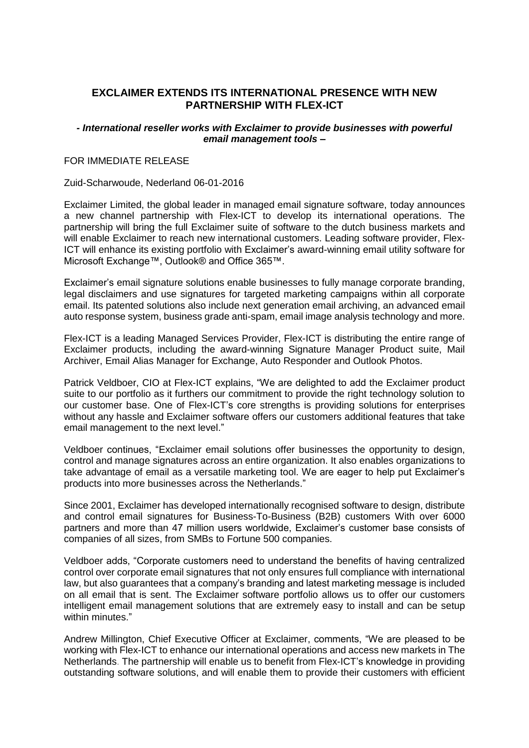# EXCLAIMER EXTENDS ITS INTERNATIONAL PRESENCE WITH NEW PARTNERSHIP WITH FLEX-ICT

***- International reseller works with Exclaimer to provide businesses with powerful email management tools –***

FOR IMMEDIATE RELEASE

Zuid-Scharwoude, Nederland 06-01-2016

Exclaimer Limited, the global leader in managed email signature software, today announces a new channel partnership with Flex-ICT to develop its international operations. The partnership will bring the full Exclaimer suite of software to the dutch business markets and will enable Exclaimer to reach new international customers. Leading software provider, Flex-ICT will enhance its existing portfolio with Exclaimer's award-winning email utility software for Microsoft Exchange™, Outlook® and Office 365™.

Exclaimer's email signature solutions enable businesses to fully manage corporate branding, legal disclaimers and use signatures for targeted marketing campaigns within all corporate email. Its patented solutions also include next generation email archiving, an advanced email auto response system, business grade anti-spam, email image analysis technology and more.

Flex-ICT is a leading Managed Services Provider, Flex-ICT is distributing the entire range of Exclaimer products, including the award-winning Signature Manager Product suite, Mail Archiver, Email Alias Manager for Exchange, Auto Responder and Outlook Photos.

Patrick Veldboer, CIO at Flex-ICT explains, "We are delighted to add the Exclaimer product suite to our portfolio as it furthers our commitment to provide the right technology solution to our customer base. One of Flex-ICT's core strengths is providing solutions for enterprises without any hassle and Exclaimer software offers our customers additional features that take email management to the next level."

Veldboer continues, "Exclaimer email solutions offer businesses the opportunity to design, control and manage signatures across an entire organization. It also enables organizations to take advantage of email as a versatile marketing tool. We are eager to help put Exclaimer's products into more businesses across the Netherlands."

Since 2001, Exclaimer has developed internationally recognised software to design, distribute and control email signatures for Business-To-Business (B2B) customers With over 6000 partners and more than 47 million users worldwide, Exclaimer's customer base consists of companies of all sizes, from SMBs to Fortune 500 companies.

Veldboer adds, "Corporate customers need to understand the benefits of having centralized control over corporate email signatures that not only ensures full compliance with international law, but also guarantees that a company's branding and latest marketing message is included on all email that is sent. The Exclaimer software portfolio allows us to offer our customers intelligent email management solutions that are extremely easy to install and can be setup within minutes."

Andrew Millington, Chief Executive Officer at Exclaimer, comments, "We are pleased to be working with Flex-ICT to enhance our international operations and access new markets in The Netherlands. The partnership will enable us to benefit from Flex-ICT's knowledge in providing outstanding software solutions, and will enable them to provide their customers with efficient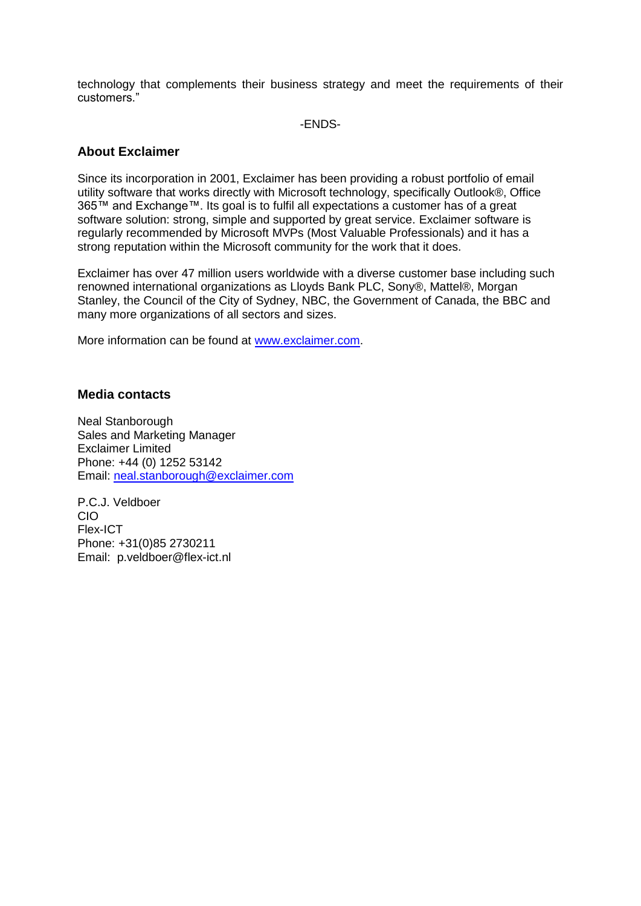technology that complements their business strategy and meet the requirements of their customers."

-ENDS-

**About Exclaimer**

Since its incorporation in 2001, Exclaimer has been providing a robust portfolio of email utility software that works directly with Microsoft technology, specifically Outlook®, Office 365™ and Exchange™. Its goal is to fulfil all expectations a customer has of a great software solution: strong, simple and supported by great service. Exclaimer software is regularly recommended by Microsoft MVPs (Most Valuable Professionals) and it has a strong reputation within the Microsoft community for the work that it does.

Exclaimer has over 47 million users worldwide with a diverse customer base including such renowned international organizations as Lloyds Bank PLC, Sony®, Mattel®, Morgan Stanley, the Council of the City of Sydney, NBC, the Government of Canada, the BBC and many more organizations of all sectors and sizes.

More information can be found at www.exclaimer.com.

**Media contacts**

Neal Stanborough
Sales and Marketing Manager
Exclaimer Limited
Phone: +44 (0) 1252 53142
Email: neal.stanborough@exclaimer.com

P.C.J. Veldboer
CIO
Flex-ICT
Phone: +31(0)85 2730211
Email: p.veldboer@flex-ict.nl